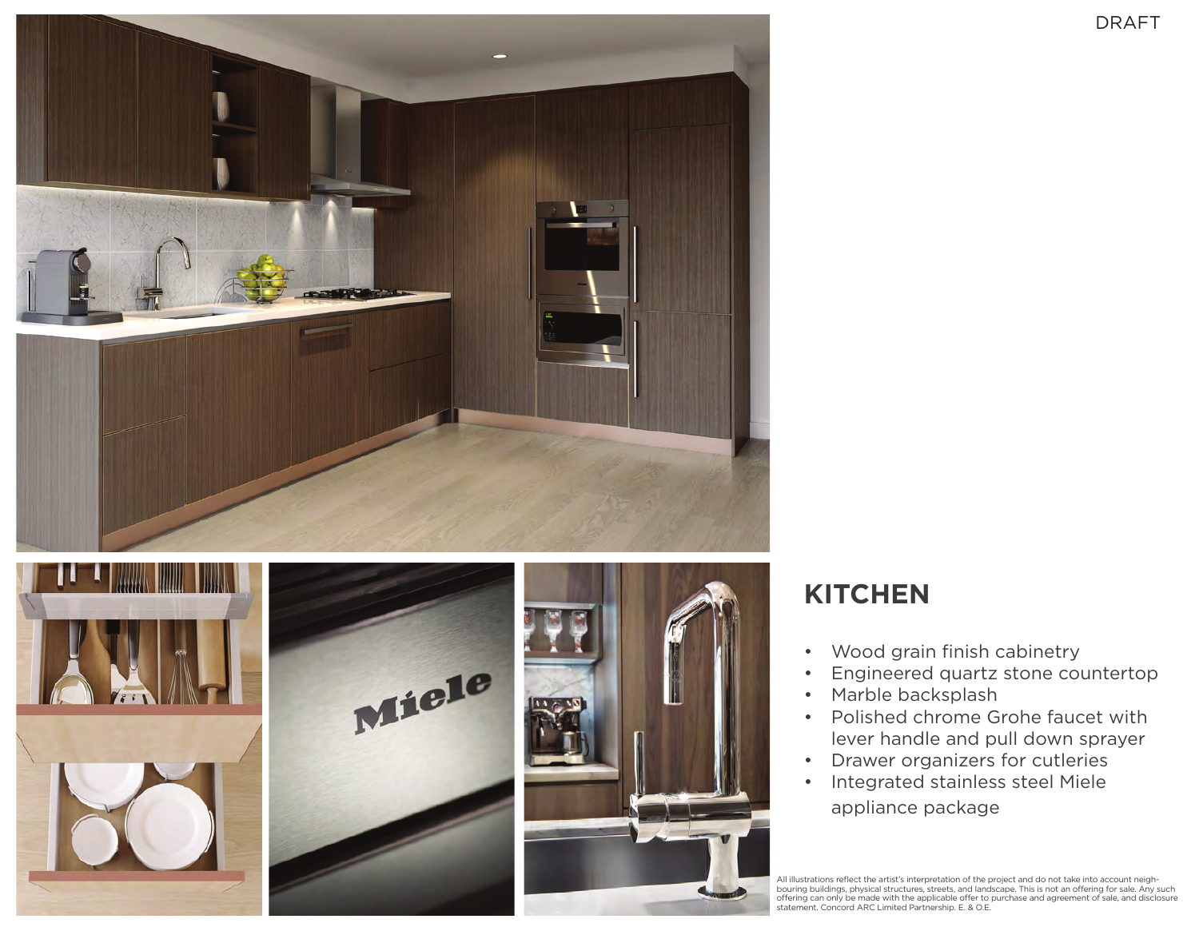DRAFT

## KITCHEN

- Wood grain finish cabinetry
- Engineered quartz stone countertop
- Marble backsplash
- Polished chrome Grohe faucet with lever handle and pull down sprayer
- Drawer organizers for cutleries
- Integrated stainless steel Miele appliance package

All illustrations reflect the artist's interpretation of the project and do not take into account neighbouring buildings, physical structures, streets, and landscape. This is not an offering for sale. Any such offering can only be made with the applicable offer to purchase and agreement of sale, and disclosure statement. Concord ARC Limited Partnership. E. & O.E.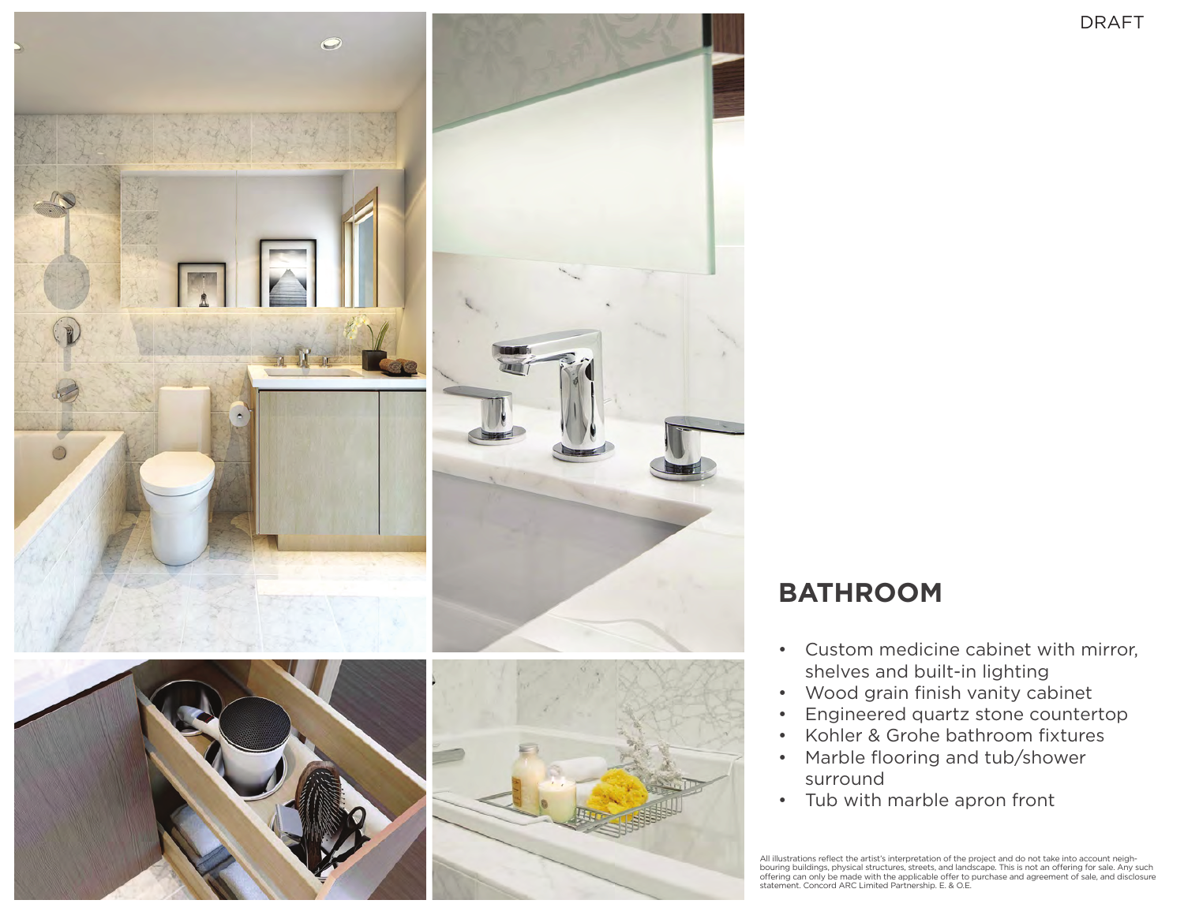DRAFT

## BATHROOM

- Custom medicine cabinet with mirror, shelves and built-in lighting
- Wood grain finish vanity cabinet
- Engineered quartz stone countertop
- Kohler & Grohe bathroom fixtures
- Marble flooring and tub/shower surround
- Tub with marble apron front

All illustrations reflect the artist's interpretation of the project and do not take into account neighbouring buildings, physical structures, streets, and landscape. This is not an offering for sale. Any such offering can only be made with the applicable offer to purchase and agreement of sale, and disclosure statement. Concord ARC Limited Partnership. E. & O.E.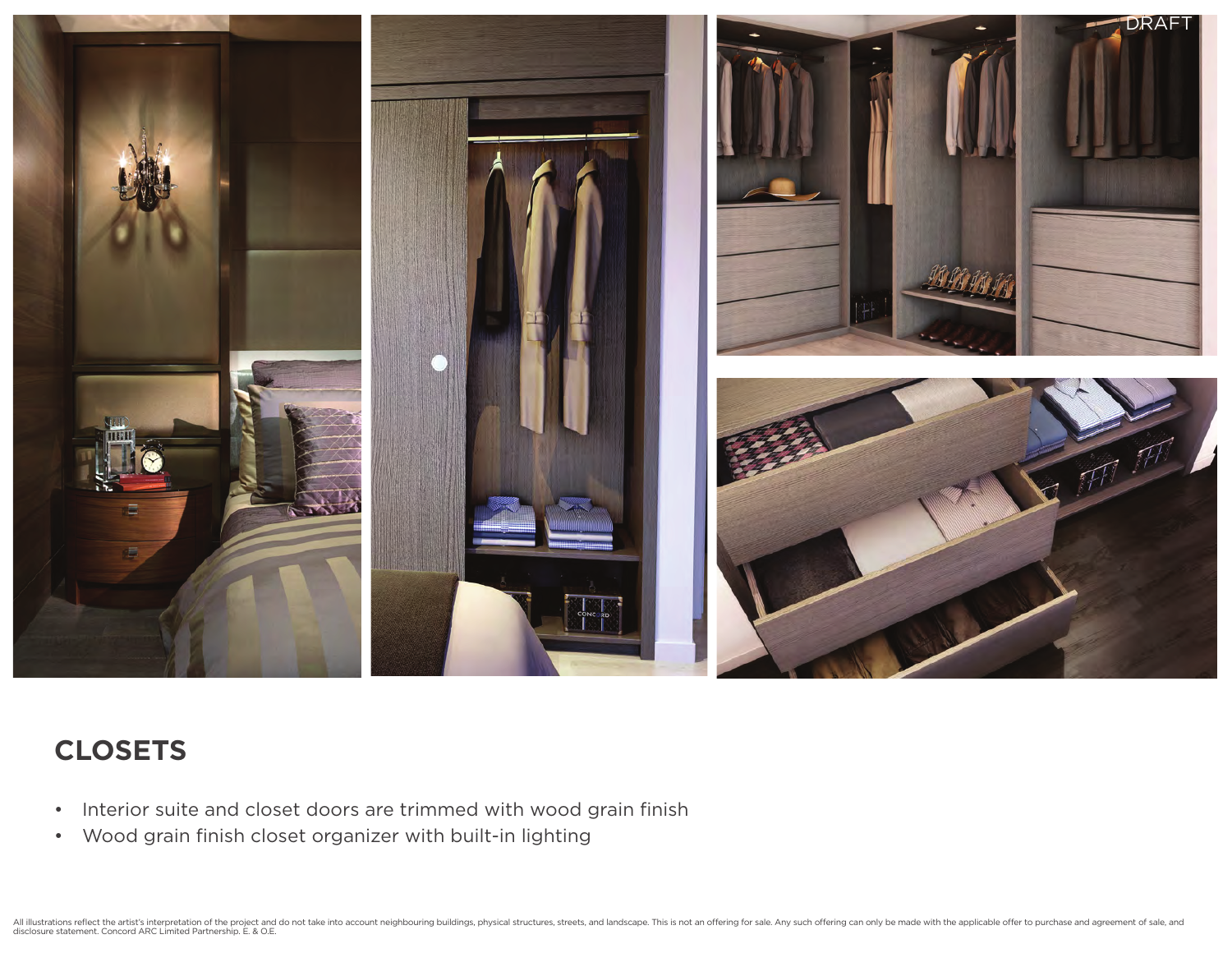## CLOSETS

- Interior suite and closet doors are trimmed with wood grain finish
- Wood grain finish closet organizer with built-in lighting

All illustrations reflect the artist's interpretation of the project and do not take into account neighbouring buildings, physical structures, streets, and landscape. This is not an offering for sale. Any such offering can only be made with the applicable offer to purchase and agreement of sale, and disclosure statement. Concord ARC Limited Partnership. E. & O.E.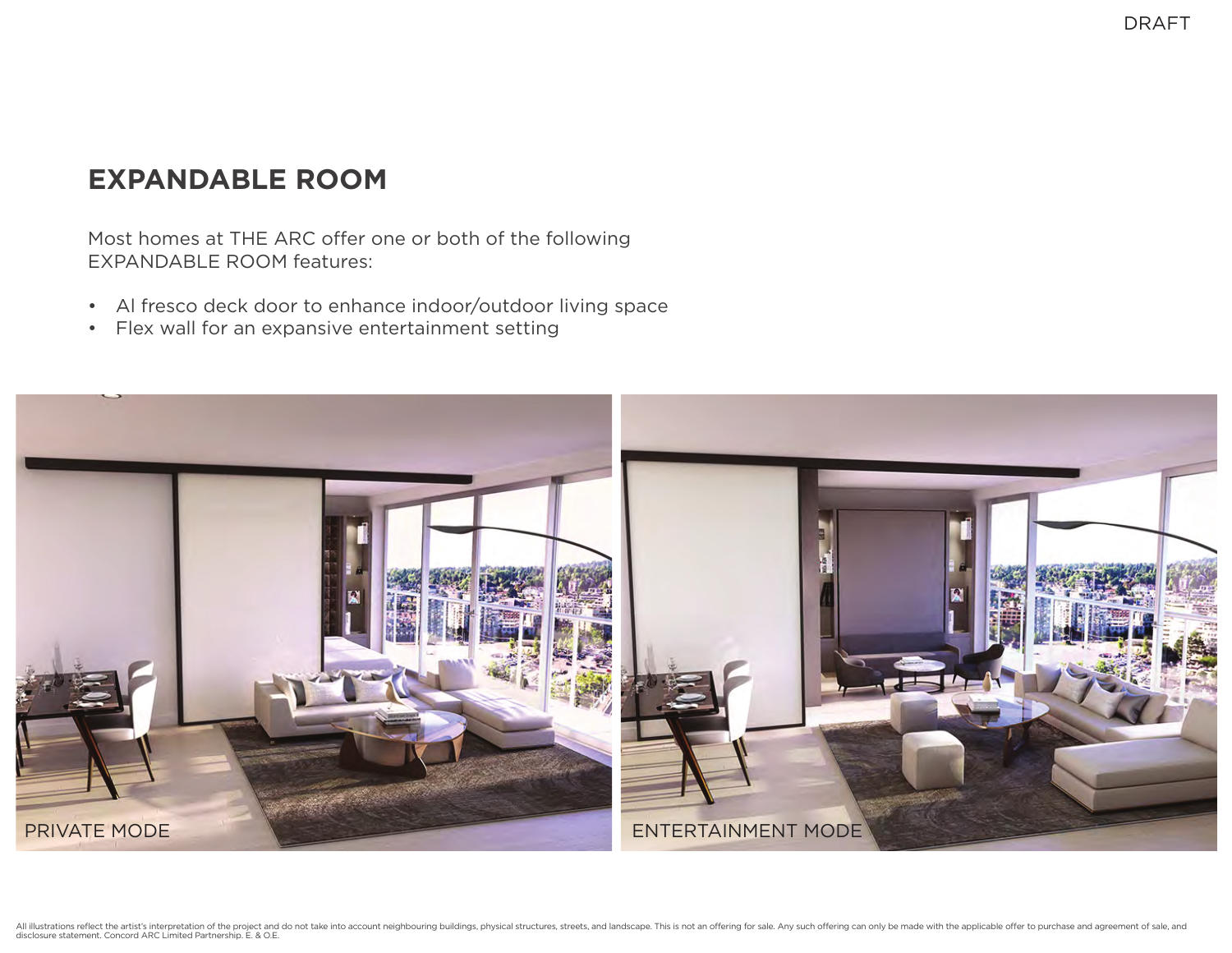DRAFT

# EXPANDABLE ROOM

Most homes at THE ARC offer one or both of the following EXPANDABLE ROOM features:

- Al fresco deck door to enhance indoor/outdoor living space
- Flex wall for an expansive entertainment setting

PRIVATE MODE

ENTERTAINMENT MODE

All illustrations reflect the artist's interpretation of the project and do not take into account neighbouring buildings, physical structures, streets, and landscape. This is not an offering for sale. Any such offering can only be made with the applicable offer to purchase and agreement of sale, and disclosure statement. Concord ARC Limited Partnership. E. & O.E.